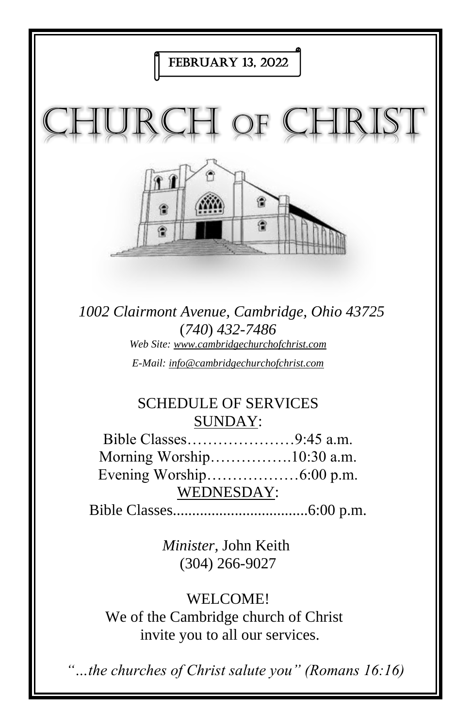FEBRUARY 13, 2022

# CHURCH OF CHRIST

*1002 Clairmont Avenue, Cambridge, Ohio 43725*
*(740) 432-7486*
*Web Site: www.cambridgechurchofchrist.com*
*E-Mail: info@cambridgechurchofchrist.com*

## SCHEDULE OF SERVICES

SUNDAY:

Bible Classes…………………9:45 a.m.
Morning Worship…………….10:30 a.m.
Evening Worship………………6:00 p.m.

WEDNESDAY:

Bible Classes..................................6:00 p.m.

*Minister,* John Keith
(304) 266-9027

WELCOME!
We of the Cambridge church of Christ invite you to all our services.

*"…the churches of Christ salute you" (Romans 16:16)*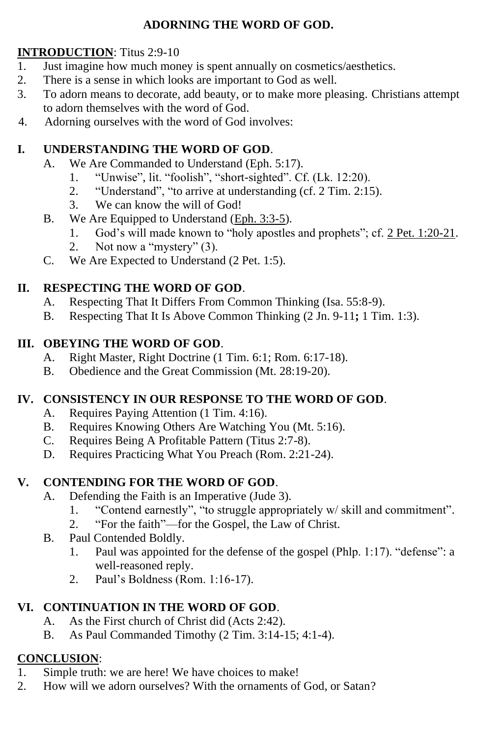# ADORNING THE WORD OF GOD.

**INTRODUCTION**: Titus 2:9-10

1. Just imagine how much money is spent annually on cosmetics/aesthetics.
2. There is a sense in which looks are important to God as well.
3. To adorn means to decorate, add beauty, or to make more pleasing. Christians attempt to adorn themselves with the word of God.
4. Adorning ourselves with the word of God involves:

## I. UNDERSTANDING THE WORD OF GOD.

- A. We Are Commanded to Understand (Eph. 5:17).
  1. "Unwise", lit. "foolish", "short-sighted". Cf. (Lk. 12:20).
  2. "Understand", "to arrive at understanding (cf. 2 Tim. 2:15).
  3. We can know the will of God!
- B. We Are Equipped to Understand (Eph. 3:3-5).
  1. God's will made known to "holy apostles and prophets"; cf. 2 Pet. 1:20-21.
  2. Not now a "mystery" (3).
- C. We Are Expected to Understand (2 Pet. 1:5).

## II. RESPECTING THE WORD OF GOD.

- A. Respecting That It Differs From Common Thinking (Isa. 55:8-9).
- B. Respecting That It Is Above Common Thinking (2 Jn. 9-11**;** 1 Tim. 1:3).

## III. OBEYING THE WORD OF GOD.

- A. Right Master, Right Doctrine (1 Tim. 6:1; Rom. 6:17-18).
- B. Obedience and the Great Commission (Mt. 28:19-20).

## IV. CONSISTENCY IN OUR RESPONSE TO THE WORD OF GOD.

- A. Requires Paying Attention (1 Tim. 4:16).
- B. Requires Knowing Others Are Watching You (Mt. 5:16).
- C. Requires Being A Profitable Pattern (Titus 2:7-8).
- D. Requires Practicing What You Preach (Rom. 2:21-24).

## V. CONTENDING FOR THE WORD OF GOD.

- A. Defending the Faith is an Imperative (Jude 3).
  1. "Contend earnestly", "to struggle appropriately w/ skill and commitment".
  2. "For the faith"—for the Gospel, the Law of Christ.
- B. Paul Contended Boldly.
  1. Paul was appointed for the defense of the gospel (Phlp. 1:17). "defense": a well-reasoned reply.
  2. Paul's Boldness (Rom. 1:16-17).

## VI. CONTINUATION IN THE WORD OF GOD.

- A. As the First church of Christ did (Acts 2:42).
- B. As Paul Commanded Timothy (2 Tim. 3:14-15; 4:1-4).

**CONCLUSION**:

1. Simple truth: we are here! We have choices to make!
2. How will we adorn ourselves? With the ornaments of God, or Satan?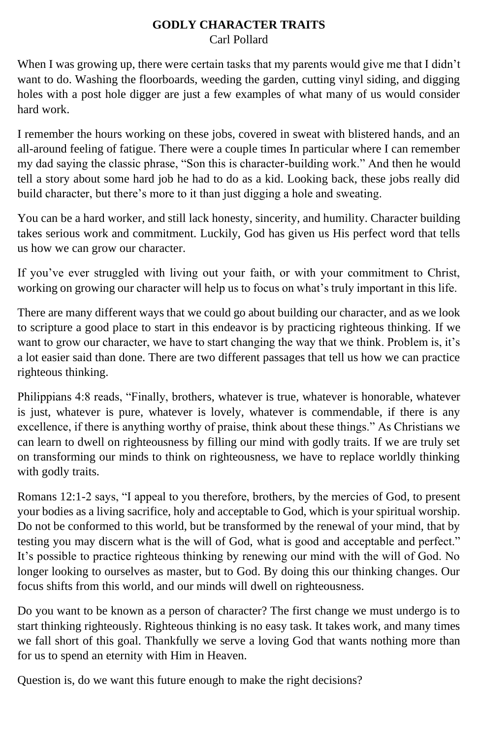# GODLY CHARACTER TRAITS

Carl Pollard

When I was growing up, there were certain tasks that my parents would give me that I didn't want to do. Washing the floorboards, weeding the garden, cutting vinyl siding, and digging holes with a post hole digger are just a few examples of what many of us would consider hard work.

I remember the hours working on these jobs, covered in sweat with blistered hands, and an all-around feeling of fatigue. There were a couple times In particular where I can remember my dad saying the classic phrase, "Son this is character-building work." And then he would tell a story about some hard job he had to do as a kid. Looking back, these jobs really did build character, but there's more to it than just digging a hole and sweating.

You can be a hard worker, and still lack honesty, sincerity, and humility. Character building takes serious work and commitment. Luckily, God has given us His perfect word that tells us how we can grow our character.

If you've ever struggled with living out your faith, or with your commitment to Christ, working on growing our character will help us to focus on what's truly important in this life.

There are many different ways that we could go about building our character, and as we look to scripture a good place to start in this endeavor is by practicing righteous thinking. If we want to grow our character, we have to start changing the way that we think. Problem is, it's a lot easier said than done. There are two different passages that tell us how we can practice righteous thinking.

Philippians 4:8 reads, "Finally, brothers, whatever is true, whatever is honorable, whatever is just, whatever is pure, whatever is lovely, whatever is commendable, if there is any excellence, if there is anything worthy of praise, think about these things." As Christians we can learn to dwell on righteousness by filling our mind with godly traits. If we are truly set on transforming our minds to think on righteousness, we have to replace worldly thinking with godly traits.

Romans 12:1-2 says, "I appeal to you therefore, brothers, by the mercies of God, to present your bodies as a living sacrifice, holy and acceptable to God, which is your spiritual worship. Do not be conformed to this world, but be transformed by the renewal of your mind, that by testing you may discern what is the will of God, what is good and acceptable and perfect." It's possible to practice righteous thinking by renewing our mind with the will of God. No longer looking to ourselves as master, but to God. By doing this our thinking changes. Our focus shifts from this world, and our minds will dwell on righteousness.

Do you want to be known as a person of character? The first change we must undergo is to start thinking righteously. Righteous thinking is no easy task. It takes work, and many times we fall short of this goal. Thankfully we serve a loving God that wants nothing more than for us to spend an eternity with Him in Heaven.

Question is, do we want this future enough to make the right decisions?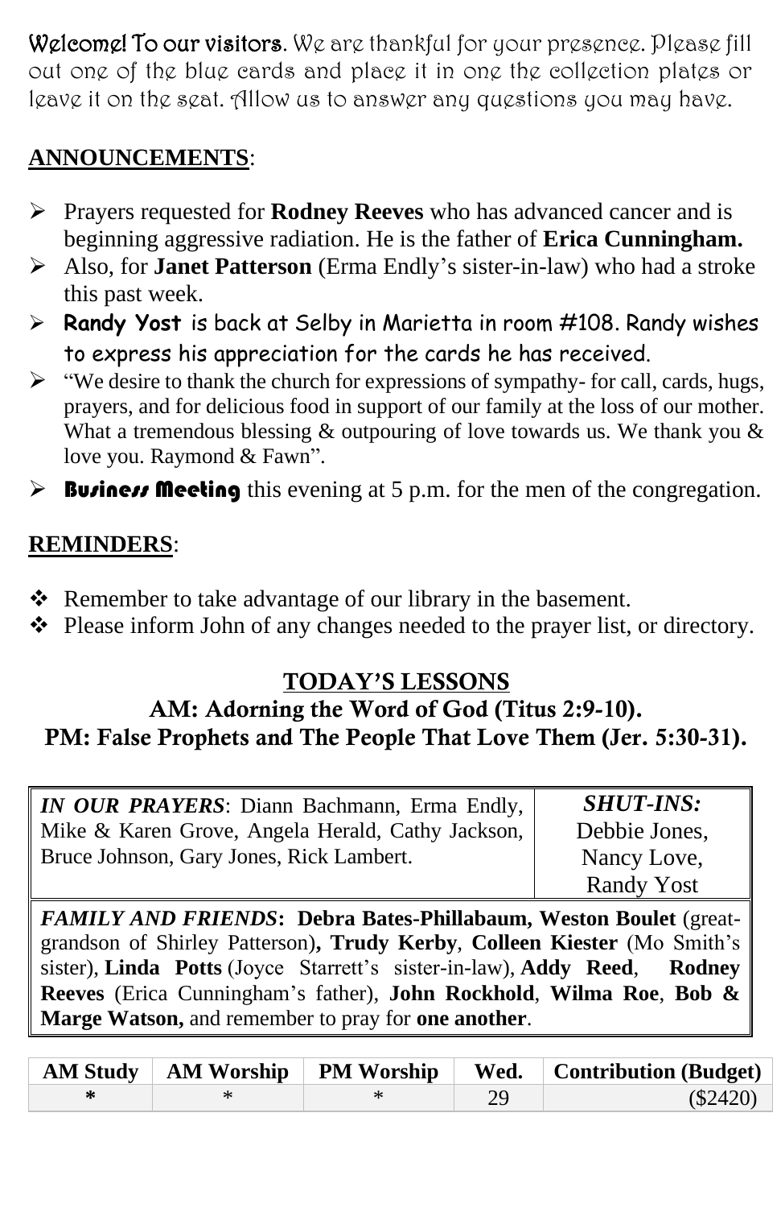**Welcome! To our visitors**. We are thankful for your presence. Please fill out one of the blue cards and place it in one the collection plates or leave it on the seat. Allow us to answer any questions you may have.

## ANNOUNCEMENTS:

- Prayers requested for **Rodney Reeves** who has advanced cancer and is beginning aggressive radiation. He is the father of **Erica Cunningham.**
- Also, for **Janet Patterson** (Erma Endly's sister-in-law) who had a stroke this past week.
- **Randy Yost** is back at Selby in Marietta in room #108. Randy wishes to express his appreciation for the cards he has received.
- "We desire to thank the church for expressions of sympathy- for call, cards, hugs, prayers, and for delicious food in support of our family at the loss of our mother. What a tremendous blessing & outpouring of love towards us. We thank you & love you. Raymond & Fawn".
- **Business Meeting** this evening at 5 p.m. for the men of the congregation.

## REMINDERS:

- Remember to take advantage of our library in the basement.
- Please inform John of any changes needed to the prayer list, or directory.

## TODAY'S LESSONS

### AM: Adorning the Word of God (Titus 2:9-10).
### PM: False Prophets and The People That Love Them (Jer. 5:30-31).

| | |
|---|---|
| ***IN OUR PRAYERS***: Diann Bachmann, Erma Endly, Mike & Karen Grove, Angela Herald, Cathy Jackson, Bruce Johnson, Gary Jones, Rick Lambert. | ***SHUT-INS:*** Debbie Jones, Nancy Love, Randy Yost |

***FAMILY AND FRIENDS*: Debra Bates-Phillabaum, Weston Boulet** (great-grandson of Shirley Patterson)**, Trudy Kerby**, **Colleen Kiester** (Mo Smith's sister), **Linda Potts** (Joyce Starrett's sister-in-law), **Addy Reed**, **Rodney Reeves** (Erica Cunningham's father), **John Rockhold**, **Wilma Roe**, **Bob & Marge Watson,** and remember to pray for **one another**.

| AM Study | AM Worship | PM Worship | Wed. | Contribution (Budget) |
|---|---|---|---|---|
| * | * | * | 29 | ($2420) |